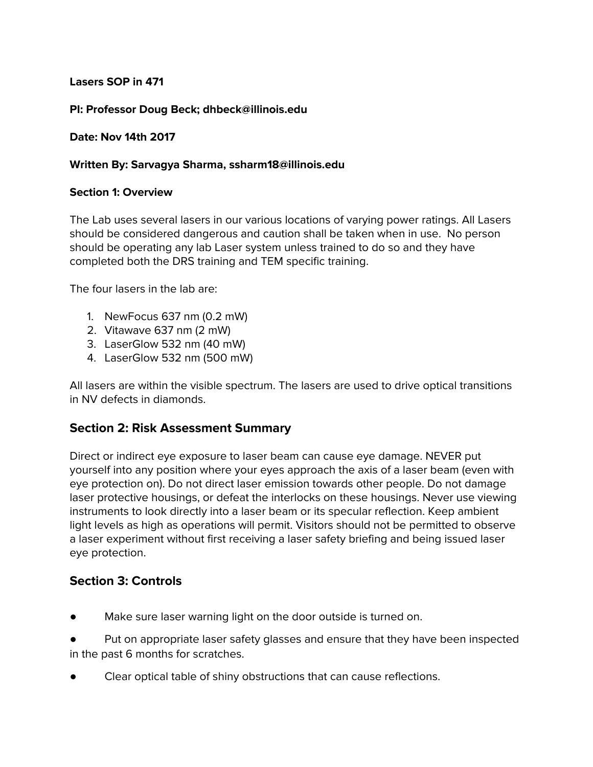**Lasers SOP in 471**

**PI: Professor Doug Beck; dhbeck@illinois.edu**

**Date: Nov 14th 2017**

**Written By: Sarvagya Sharma, ssharm18@illinois.edu**

**Section 1: Overview**

The Lab uses several lasers in our various locations of varying power ratings. All Lasers should be considered dangerous and caution shall be taken when in use. No person should be operating any lab Laser system unless trained to do so and they have completed both the DRS training and TEM specific training.

The four lasers in the lab are:

1. NewFocus 637 nm (0.2 mW)
2. Vitawave 637 nm (2 mW)
3. LaserGlow 532 nm (40 mW)
4. LaserGlow 532 nm (500 mW)

All lasers are within the visible spectrum. The lasers are used to drive optical transitions in NV defects in diamonds.

## Section 2: Risk Assessment Summary

Direct or indirect eye exposure to laser beam can cause eye damage. NEVER put yourself into any position where your eyes approach the axis of a laser beam (even with eye protection on). Do not direct laser emission towards other people. Do not damage laser protective housings, or defeat the interlocks on these housings. Never use viewing instruments to look directly into a laser beam or its specular reflection. Keep ambient light levels as high as operations will permit. Visitors should not be permitted to observe a laser experiment without first receiving a laser safety briefing and being issued laser eye protection.

## Section 3: Controls

- Make sure laser warning light on the door outside is turned on.
- Put on appropriate laser safety glasses and ensure that they have been inspected in the past 6 months for scratches.
- Clear optical table of shiny obstructions that can cause reflections.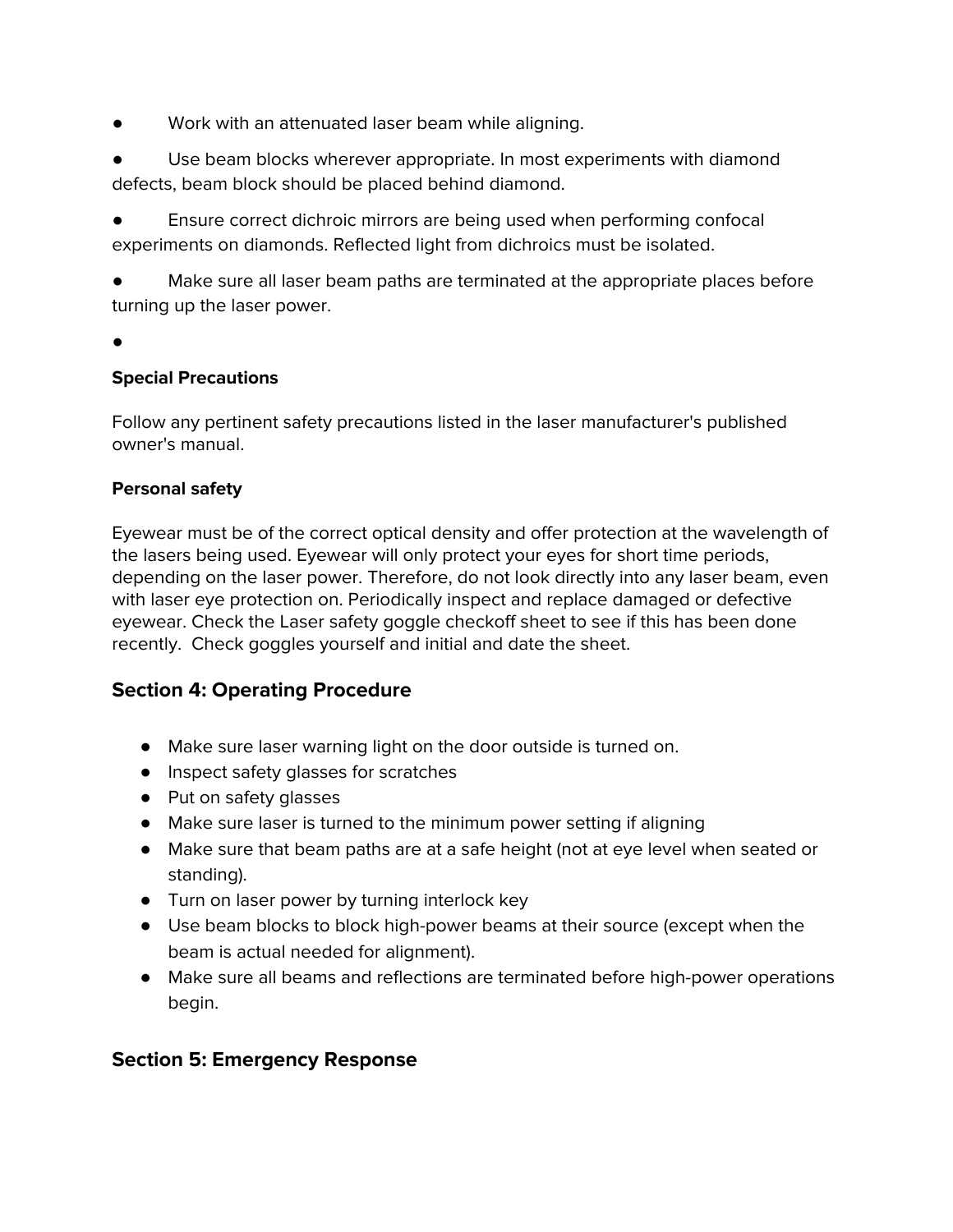- Work with an attenuated laser beam while aligning.
- Use beam blocks wherever appropriate. In most experiments with diamond defects, beam block should be placed behind diamond.
- Ensure correct dichroic mirrors are being used when performing confocal experiments on diamonds. Reflected light from dichroics must be isolated.
- Make sure all laser beam paths are terminated at the appropriate places before turning up the laser power.
- 

#### Special Precautions

Follow any pertinent safety precautions listed in the laser manufacturer's published owner's manual.

#### Personal safety

Eyewear must be of the correct optical density and offer protection at the wavelength of the lasers being used. Eyewear will only protect your eyes for short time periods, depending on the laser power. Therefore, do not look directly into any laser beam, even with laser eye protection on. Periodically inspect and replace damaged or defective eyewear. Check the Laser safety goggle checkoff sheet to see if this has been done recently. Check goggles yourself and initial and date the sheet.

## Section 4: Operating Procedure

- Make sure laser warning light on the door outside is turned on.
- Inspect safety glasses for scratches
- Put on safety glasses
- Make sure laser is turned to the minimum power setting if aligning
- Make sure that beam paths are at a safe height (not at eye level when seated or standing).
- Turn on laser power by turning interlock key
- Use beam blocks to block high-power beams at their source (except when the beam is actual needed for alignment).
- Make sure all beams and reflections are terminated before high-power operations begin.

## Section 5: Emergency Response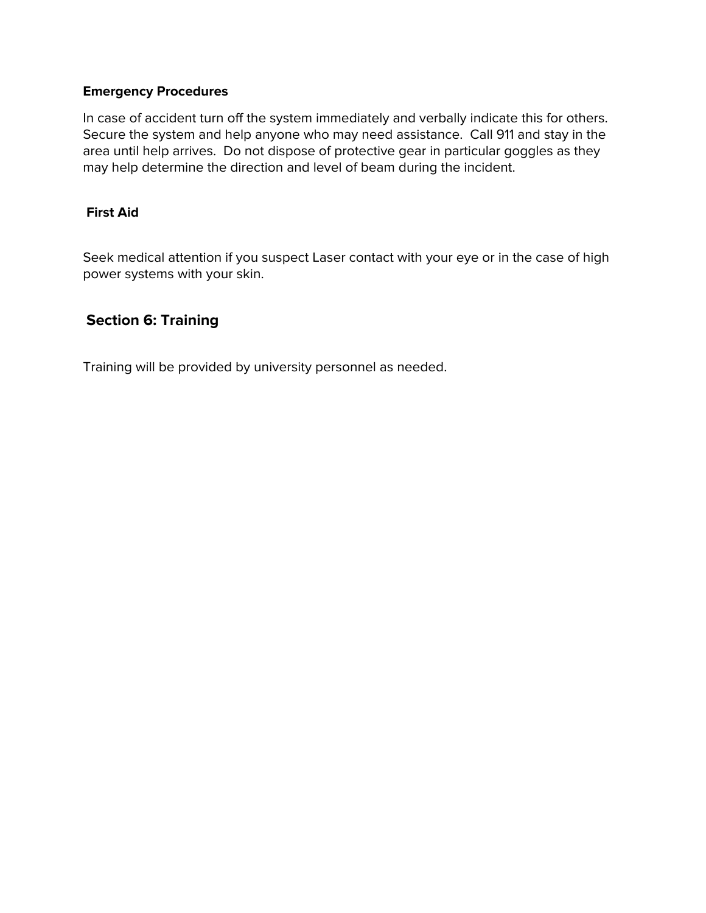### Emergency Procedures

In case of accident turn off the system immediately and verbally indicate this for others. Secure the system and help anyone who may need assistance. Call 911 and stay in the area until help arrives. Do not dispose of protective gear in particular goggles as they may help determine the direction and level of beam during the incident.

### First Aid

Seek medical attention if you suspect Laser contact with your eye or in the case of high power systems with your skin.

## Section 6: Training

Training will be provided by university personnel as needed.